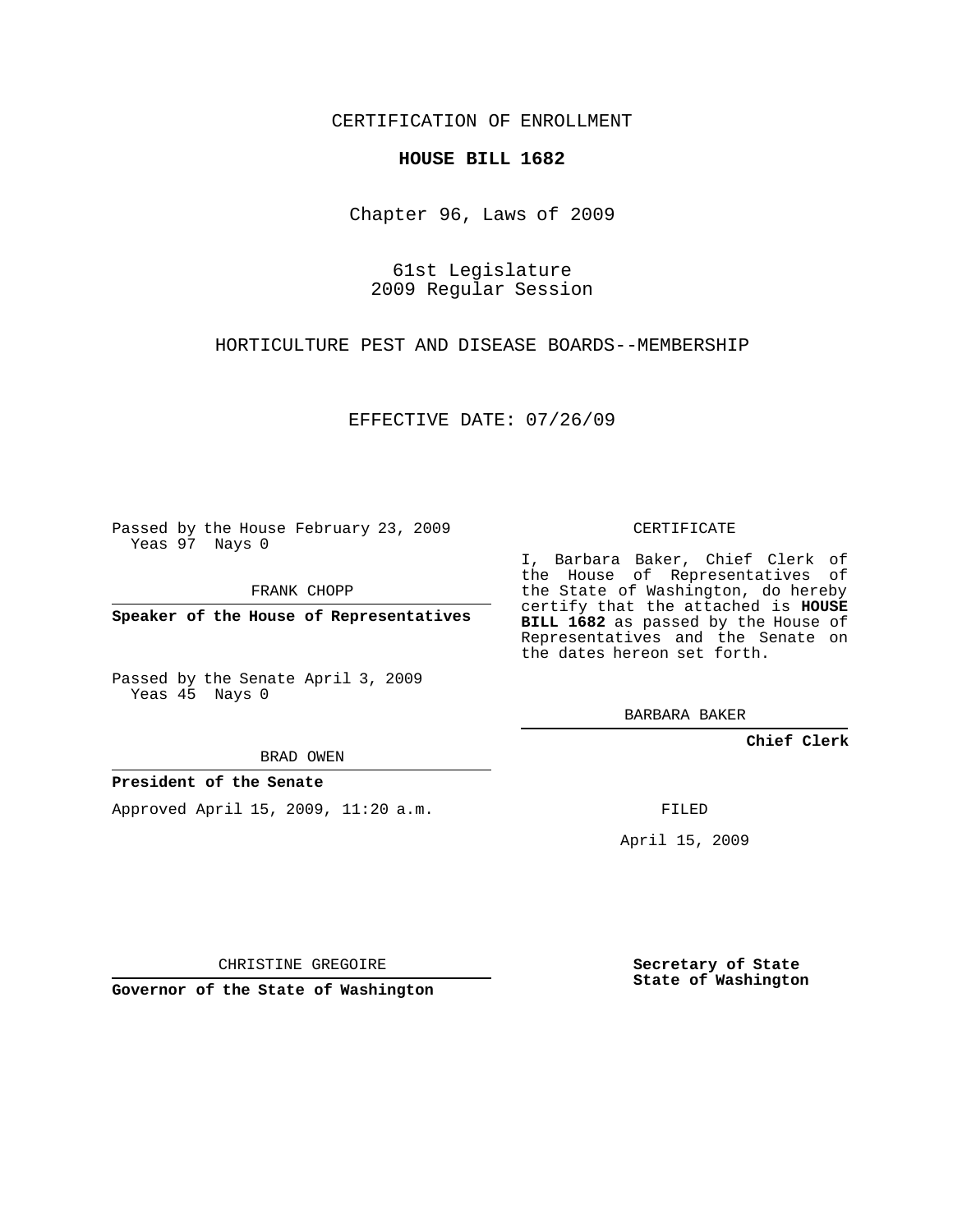CERTIFICATION OF ENROLLMENT

**HOUSE BILL 1682**

Chapter 96, Laws of 2009

61st Legislature
2009 Regular Session

HORTICULTURE PEST AND DISEASE BOARDS--MEMBERSHIP

EFFECTIVE DATE: 07/26/09

Passed by the House February 23, 2009
Yeas 97 Nays 0

FRANK CHOPP

**Speaker of the House of Representatives**

Passed by the Senate April 3, 2009
Yeas 45 Nays 0

BRAD OWEN

**President of the Senate**

Approved April 15, 2009, 11:20 a.m.

CHRISTINE GREGOIRE

**Governor of the State of Washington**

CERTIFICATE

I, Barbara Baker, Chief Clerk of the House of Representatives of the State of Washington, do hereby certify that the attached is **HOUSE BILL 1682** as passed by the House of Representatives and the Senate on the dates hereon set forth.

BARBARA BAKER

**Chief Clerk**

FILED

April 15, 2009

**Secretary of State**
**State of Washington**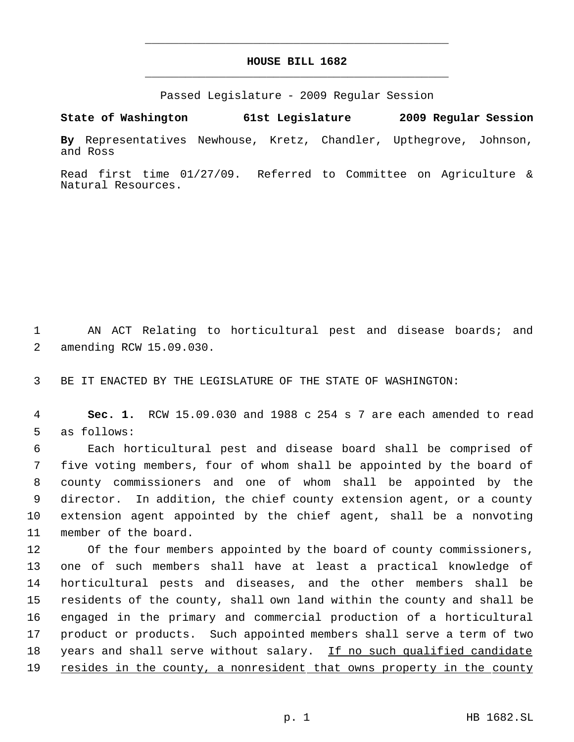**HOUSE BILL 1682**

Passed Legislature - 2009 Regular Session

**State of Washington 61st Legislature 2009 Regular Session**

**By** Representatives Newhouse, Kretz, Chandler, Upthegrove, Johnson, and Ross

Read first time 01/27/09. Referred to Committee on Agriculture & Natural Resources.

1 AN ACT Relating to horticultural pest and disease boards; and
2 amending RCW 15.09.030.

3 BE IT ENACTED BY THE LEGISLATURE OF THE STATE OF WASHINGTON:

4 **Sec. 1.** RCW 15.09.030 and 1988 c 254 s 7 are each amended to read
5 as follows:

6 Each horticultural pest and disease board shall be comprised of
7 five voting members, four of whom shall be appointed by the board of
8 county commissioners and one of whom shall be appointed by the
9 director. In addition, the chief county extension agent, or a county
10 extension agent appointed by the chief agent, shall be a nonvoting
11 member of the board.

12 Of the four members appointed by the board of county commissioners,
13 one of such members shall have at least a practical knowledge of
14 horticultural pests and diseases, and the other members shall be
15 residents of the county, shall own land within the county and shall be
16 engaged in the primary and commercial production of a horticultural
17 product or products. Such appointed members shall serve a term of two
18 years and shall serve without salary. <u>If no such qualified candidate</u>
19 <u>resides in the county, a nonresident that owns property in the county</u>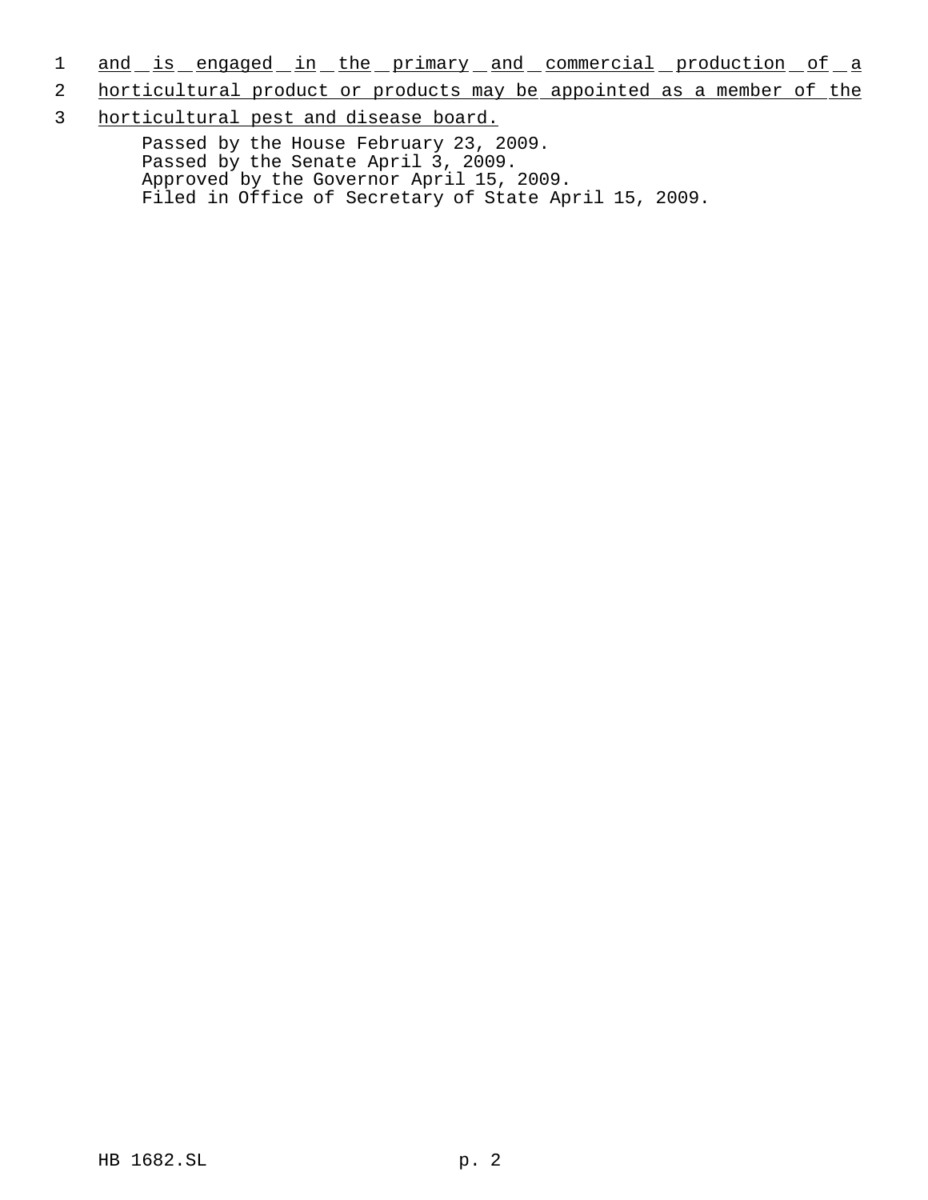and is engaged in the primary and commercial production of a horticultural product or products may be appointed as a member of the horticultural pest and disease board.

Passed by the House February 23, 2009.
Passed by the Senate April 3, 2009.
Approved by the Governor April 15, 2009.
Filed in Office of Secretary of State April 15, 2009.